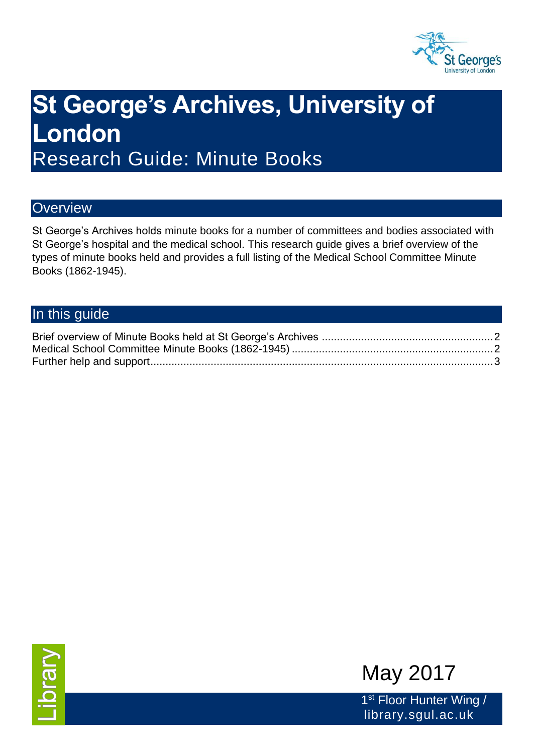# St George's Archives, University of London

Research Guide: Minute Books

## Overview

St George's Archives holds minute books for a number of committees and bodies associated with St George's hospital and the medical school. This research guide gives a brief overview of the types of minute books held and provides a full listing of the Medical School Committee Minute Books (1862-1945).

## In this guide

Brief overview of Minute Books held at St George's Archives ........................................................2
Medical School Committee Minute Books (1862-1945) ...................................................................2
Further help and support.................................................................................................................3

Library

May 2017

1st Floor Hunter Wing / library.sgul.ac.uk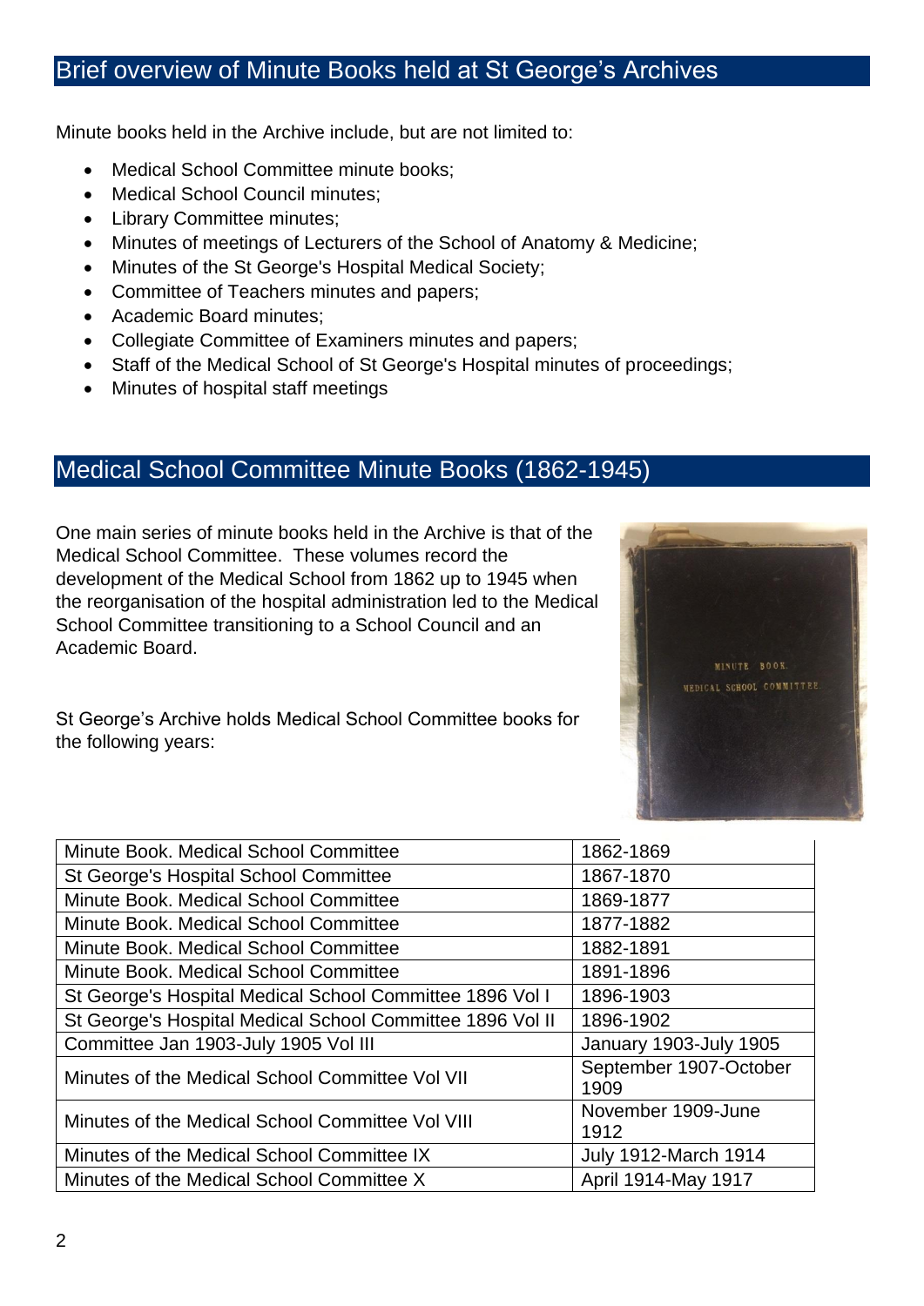## Brief overview of Minute Books held at St George's Archives

Minute books held in the Archive include, but are not limited to:

- Medical School Committee minute books;
- Medical School Council minutes;
- Library Committee minutes;
- Minutes of meetings of Lecturers of the School of Anatomy & Medicine;
- Minutes of the St George's Hospital Medical Society;
- Committee of Teachers minutes and papers;
- Academic Board minutes;
- Collegiate Committee of Examiners minutes and papers;
- Staff of the Medical School of St George's Hospital minutes of proceedings;
- Minutes of hospital staff meetings

## Medical School Committee Minute Books (1862-1945)

One main series of minute books held in the Archive is that of the Medical School Committee. These volumes record the development of the Medical School from 1862 up to 1945 when the reorganisation of the hospital administration led to the Medical School Committee transitioning to a School Council and an Academic Board.

St George's Archive holds Medical School Committee books for the following years:

| Title | Years |
|---|---|
| Minute Book. Medical School Committee | 1862-1869 |
| St George's Hospital School Committee | 1867-1870 |
| Minute Book. Medical School Committee | 1869-1877 |
| Minute Book. Medical School Committee | 1877-1882 |
| Minute Book. Medical School Committee | 1882-1891 |
| Minute Book. Medical School Committee | 1891-1896 |
| St George's Hospital Medical School Committee 1896 Vol I | 1896-1903 |
| St George's Hospital Medical School Committee 1896 Vol II | 1896-1902 |
| Committee Jan 1903-July 1905 Vol III | January 1903-July 1905 |
| Minutes of the Medical School Committee Vol VII | September 1907-October 1909 |
| Minutes of the Medical School Committee Vol VIII | November 1909-June 1912 |
| Minutes of the Medical School Committee IX | July 1912-March 1914 |
| Minutes of the Medical School Committee X | April 1914-May 1917 |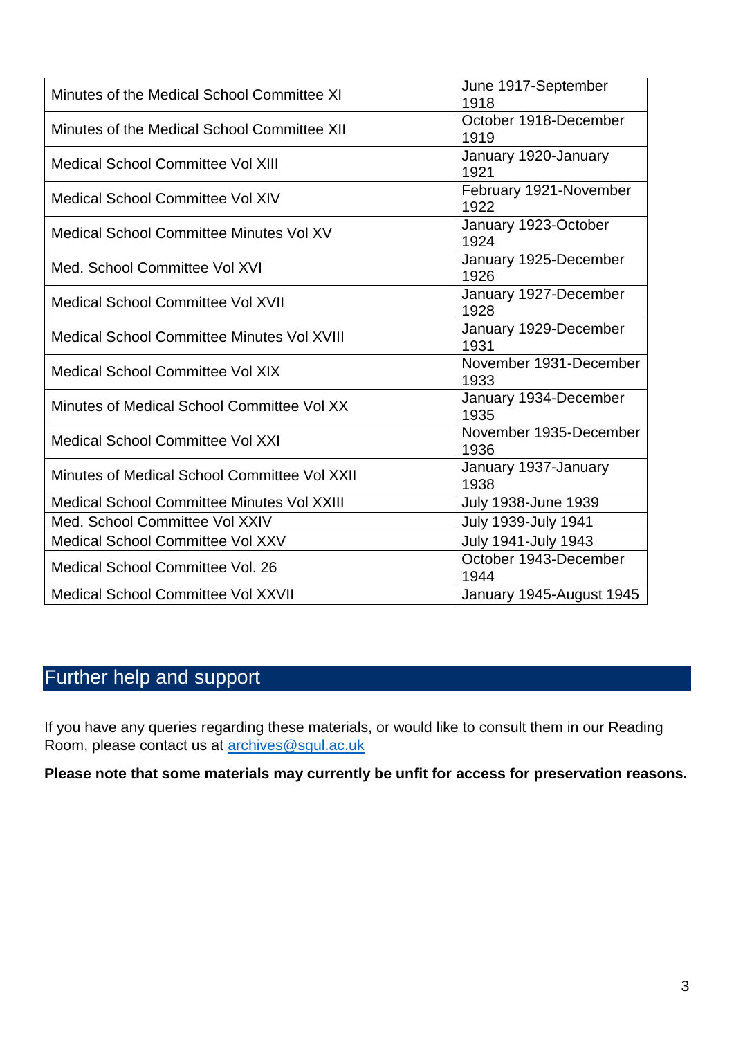| | |
|---|---|
| Minutes of the Medical School Committee XI | June 1917-September 1918 |
| Minutes of the Medical School Committee XII | October 1918-December 1919 |
| Medical School Committee Vol XIII | January 1920-January 1921 |
| Medical School Committee Vol XIV | February 1921-November 1922 |
| Medical School Committee Minutes Vol XV | January 1923-October 1924 |
| Med. School Committee Vol XVI | January 1925-December 1926 |
| Medical School Committee Vol XVII | January 1927-December 1928 |
| Medical School Committee Minutes Vol XVIII | January 1929-December 1931 |
| Medical School Committee Vol XIX | November 1931-December 1933 |
| Minutes of Medical School Committee Vol XX | January 1934-December 1935 |
| Medical School Committee Vol XXI | November 1935-December 1936 |
| Minutes of Medical School Committee Vol XXII | January 1937-January 1938 |
| Medical School Committee Minutes Vol XXIII | July 1938-June 1939 |
| Med. School Committee Vol XXIV | July 1939-July 1941 |
| Medical School Committee Vol XXV | July 1941-July 1943 |
| Medical School Committee Vol. 26 | October 1943-December 1944 |
| Medical School Committee Vol XXVII | January 1945-August 1945 |

## Further help and support

If you have any queries regarding these materials, or would like to consult them in our Reading Room, please contact us at archives@sgul.ac.uk

**Please note that some materials may currently be unfit for access for preservation reasons.**